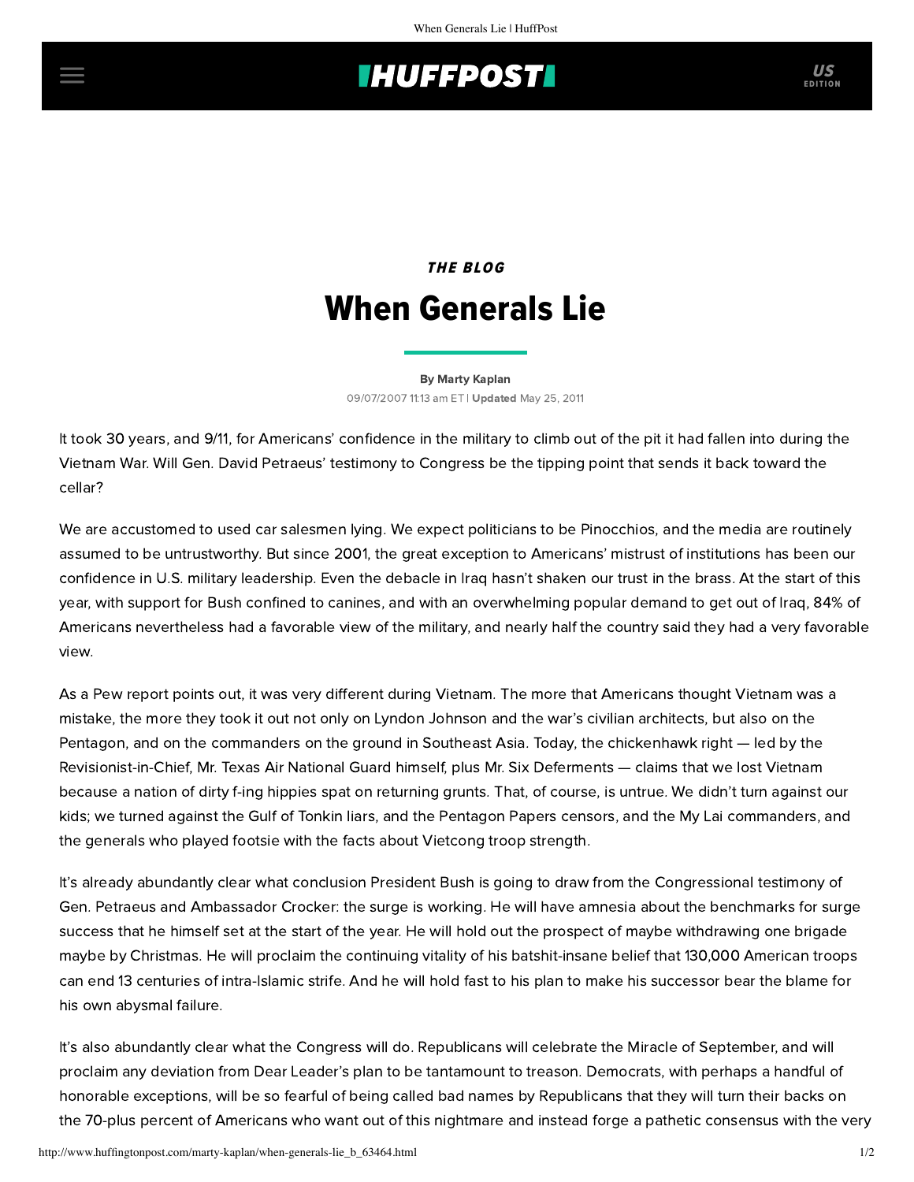THE BLOG

# When Generals Lie

By Marty Kaplan

09/07/2007 11:13 am ET | **Updated** May 25, 2011

It took 30 years, and 9/11, for Americans' confidence in the military to climb out of the pit it had fallen into during the Vietnam War. Will Gen. David Petraeus' testimony to Congress be the tipping point that sends it back toward the cellar?

We are accustomed to used car salesmen lying. We expect politicians to be Pinocchios, and the media are routinely assumed to be untrustworthy. But since 2001, the great exception to Americans' mistrust of institutions has been our confidence in U.S. military leadership. Even the debacle in Iraq hasn't shaken our trust in the brass. At the start of this year, with support for Bush confined to canines, and with an overwhelming popular demand to get out of Iraq, 84% of Americans nevertheless had a favorable view of the military, and nearly half the country said they had a very favorable view.

As a Pew report points out, it was very different during Vietnam. The more that Americans thought Vietnam was a mistake, the more they took it out not only on Lyndon Johnson and the war's civilian architects, but also on the Pentagon, and on the commanders on the ground in Southeast Asia. Today, the chickenhawk right — led by the Revisionist-in-Chief, Mr. Texas Air National Guard himself, plus Mr. Six Deferments — claims that we lost Vietnam because a nation of dirty f-ing hippies spat on returning grunts. That, of course, is untrue. We didn't turn against our kids; we turned against the Gulf of Tonkin liars, and the Pentagon Papers censors, and the My Lai commanders, and the generals who played footsie with the facts about Vietcong troop strength.

It's already abundantly clear what conclusion President Bush is going to draw from the Congressional testimony of Gen. Petraeus and Ambassador Crocker: the surge is working. He will have amnesia about the benchmarks for surge success that he himself set at the start of the year. He will hold out the prospect of maybe withdrawing one brigade maybe by Christmas. He will proclaim the continuing vitality of his batshit-insane belief that 130,000 American troops can end 13 centuries of intra-Islamic strife. And he will hold fast to his plan to make his successor bear the blame for his own abysmal failure.

It's also abundantly clear what the Congress will do. Republicans will celebrate the Miracle of September, and will proclaim any deviation from Dear Leader's plan to be tantamount to treason. Democrats, with perhaps a handful of honorable exceptions, will be so fearful of being called bad names by Republicans that they will turn their backs on the 70-plus percent of Americans who want out of this nightmare and instead forge a pathetic consensus with the very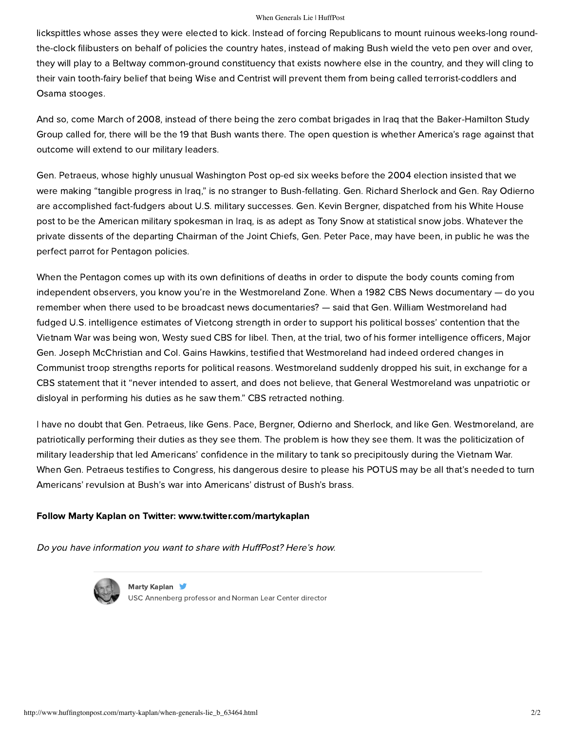lickspittles whose asses they were elected to kick. Instead of forcing Republicans to mount ruinous weeks-long round-the-clock filibusters on behalf of policies the country hates, instead of making Bush wield the veto pen over and over, they will play to a Beltway common-ground constituency that exists nowhere else in the country, and they will cling to their vain tooth-fairy belief that being Wise and Centrist will prevent them from being called terrorist-coddlers and Osama stooges.

And so, come March of 2008, instead of there being the zero combat brigades in Iraq that the Baker-Hamilton Study Group called for, there will be the 19 that Bush wants there. The open question is whether America's rage against that outcome will extend to our military leaders.

Gen. Petraeus, whose highly unusual Washington Post op-ed six weeks before the 2004 election insisted that we were making "tangible progress in Iraq," is no stranger to Bush-fellating. Gen. Richard Sherlock and Gen. Ray Odierno are accomplished fact-fudgers about U.S. military successes. Gen. Kevin Bergner, dispatched from his White House post to be the American military spokesman in Iraq, is as adept as Tony Snow at statistical snow jobs. Whatever the private dissents of the departing Chairman of the Joint Chiefs, Gen. Peter Pace, may have been, in public he was the perfect parrot for Pentagon policies.

When the Pentagon comes up with its own definitions of deaths in order to dispute the body counts coming from independent observers, you know you're in the Westmoreland Zone. When a 1982 CBS News documentary — do you remember when there used to be broadcast news documentaries? — said that Gen. William Westmoreland had fudged U.S. intelligence estimates of Vietcong strength in order to support his political bosses' contention that the Vietnam War was being won, Westy sued CBS for libel. Then, at the trial, two of his former intelligence officers, Major Gen. Joseph McChristian and Col. Gains Hawkins, testified that Westmoreland had indeed ordered changes in Communist troop strengths reports for political reasons. Westmoreland suddenly dropped his suit, in exchange for a CBS statement that it "never intended to assert, and does not believe, that General Westmoreland was unpatriotic or disloyal in performing his duties as he saw them." CBS retracted nothing.

I have no doubt that Gen. Petraeus, like Gens. Pace, Bergner, Odierno and Sherlock, and like Gen. Westmoreland, are patriotically performing their duties as they see them. The problem is how they see them. It was the politicization of military leadership that led Americans' confidence in the military to tank so precipitously during the Vietnam War. When Gen. Petraeus testifies to Congress, his dangerous desire to please his POTUS may be all that's needed to turn Americans' revulsion at Bush's war into Americans' distrust of Bush's brass.

**Follow Marty Kaplan on Twitter: www.twitter.com/martykaplan**

*Do you have information you want to share with HuffPost? Here's how.*

Marty Kaplan

USC Annenberg professor and Norman Lear Center director